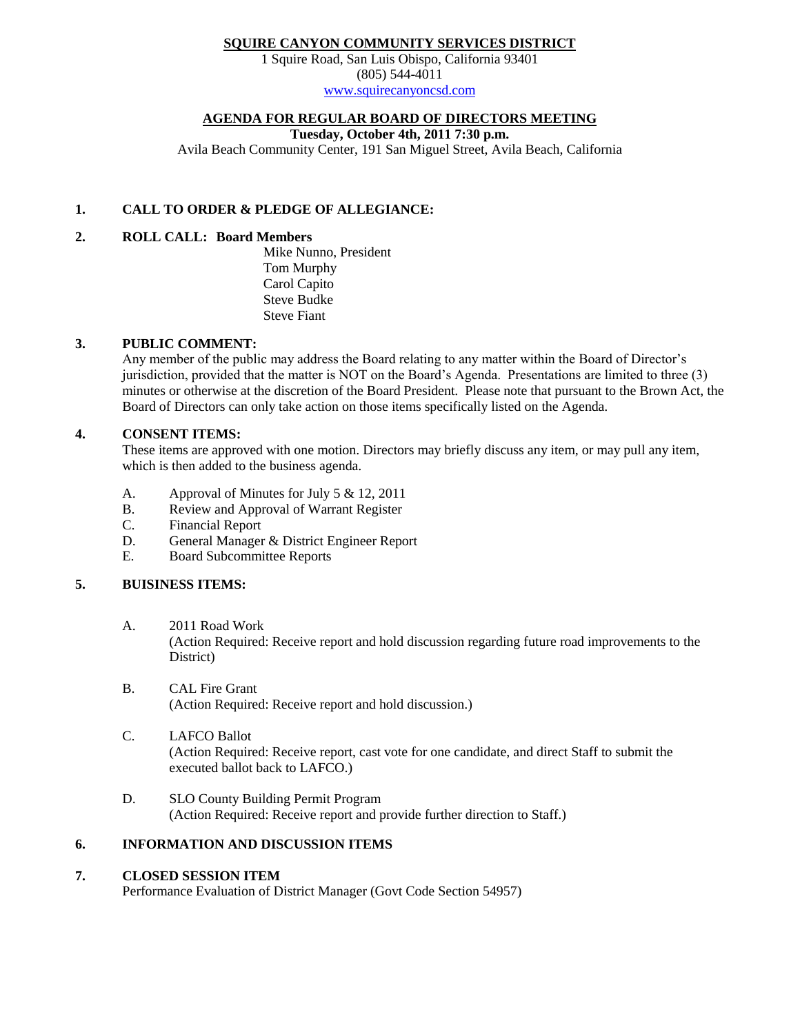**SQUIRE CANYON COMMUNITY SERVICES DISTRICT**

1 Squire Road, San Luis Obispo, California 93401
(805) 544-4011
www.squirecanyoncsd.com

**AGENDA FOR REGULAR BOARD OF DIRECTORS MEETING**

**Tuesday, October 4th, 2011 7:30 p.m.**

Avila Beach Community Center, 191 San Miguel Street, Avila Beach, California

**1. CALL TO ORDER & PLEDGE OF ALLEGIANCE:**

**2. ROLL CALL: Board Members**

Mike Nunno, President
Tom Murphy
Carol Capito
Steve Budke
Steve Fiant

**3. PUBLIC COMMENT:**

Any member of the public may address the Board relating to any matter within the Board of Director's jurisdiction, provided that the matter is NOT on the Board's Agenda. Presentations are limited to three (3) minutes or otherwise at the discretion of the Board President. Please note that pursuant to the Brown Act, the Board of Directors can only take action on those items specifically listed on the Agenda.

**4. CONSENT ITEMS:**

These items are approved with one motion. Directors may briefly discuss any item, or may pull any item, which is then added to the business agenda.

A. Approval of Minutes for July 5 & 12, 2011
B. Review and Approval of Warrant Register
C. Financial Report
D. General Manager & District Engineer Report
E. Board Subcommittee Reports

**5. BUISINESS ITEMS:**

A. 2011 Road Work
(Action Required: Receive report and hold discussion regarding future road improvements to the District)

B. CAL Fire Grant
(Action Required: Receive report and hold discussion.)

C. LAFCO Ballot
(Action Required: Receive report, cast vote for one candidate, and direct Staff to submit the executed ballot back to LAFCO.)

D. SLO County Building Permit Program
(Action Required: Receive report and provide further direction to Staff.)

**6. INFORMATION AND DISCUSSION ITEMS**

**7. CLOSED SESSION ITEM**

Performance Evaluation of District Manager (Govt Code Section 54957)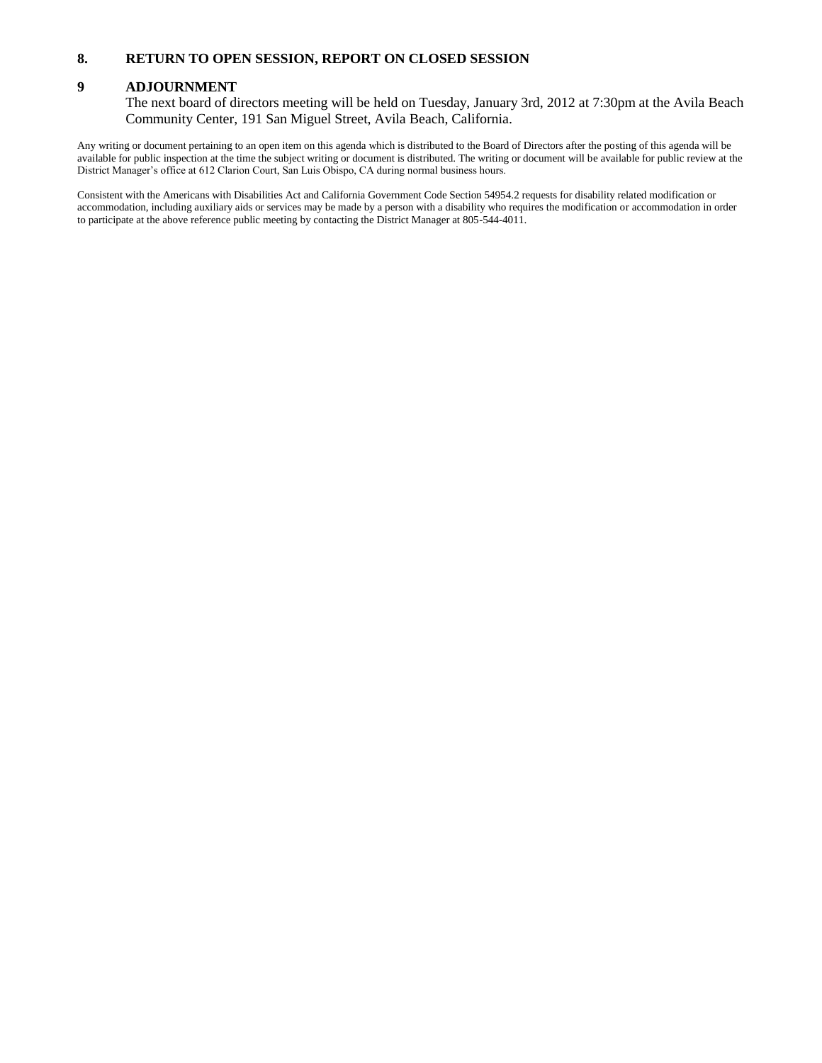## 8. RETURN TO OPEN SESSION, REPORT ON CLOSED SESSION

## 9 ADJOURNMENT

The next board of directors meeting will be held on Tuesday, January 3rd, 2012 at 7:30pm at the Avila Beach Community Center, 191 San Miguel Street, Avila Beach, California.

Any writing or document pertaining to an open item on this agenda which is distributed to the Board of Directors after the posting of this agenda will be available for public inspection at the time the subject writing or document is distributed. The writing or document will be available for public review at the District Manager's office at 612 Clarion Court, San Luis Obispo, CA during normal business hours.

Consistent with the Americans with Disabilities Act and California Government Code Section 54954.2 requests for disability related modification or accommodation, including auxiliary aids or services may be made by a person with a disability who requires the modification or accommodation in order to participate at the above reference public meeting by contacting the District Manager at 805-544-4011.